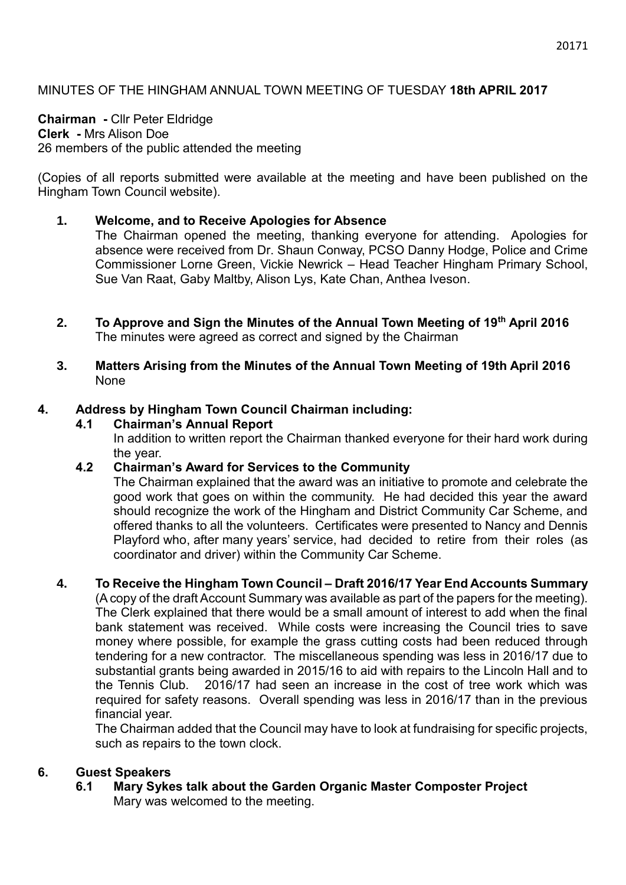MINUTES OF THE HINGHAM ANNUAL TOWN MEETING OF TUESDAY **18th APRIL 2017**

**Chairman -** Cllr Peter Eldridge
**Clerk -** Mrs Alison Doe
26 members of the public attended the meeting

(Copies of all reports submitted were available at the meeting and have been published on the Hingham Town Council website).

**1. Welcome, and to Receive Apologies for Absence**

The Chairman opened the meeting, thanking everyone for attending. Apologies for absence were received from Dr. Shaun Conway, PCSO Danny Hodge, Police and Crime Commissioner Lorne Green, Vickie Newrick – Head Teacher Hingham Primary School, Sue Van Raat, Gaby Maltby, Alison Lys, Kate Chan, Anthea Iveson.

**2. To Approve and Sign the Minutes of the Annual Town Meeting of 19th April 2016**

The minutes were agreed as correct and signed by the Chairman

**3. Matters Arising from the Minutes of the Annual Town Meeting of 19th April 2016**

None

**4. Address by Hingham Town Council Chairman including:**

**4.1 Chairman's Annual Report**

In addition to written report the Chairman thanked everyone for their hard work during the year.

**4.2 Chairman's Award for Services to the Community**

The Chairman explained that the award was an initiative to promote and celebrate the good work that goes on within the community. He had decided this year the award should recognize the work of the Hingham and District Community Car Scheme, and offered thanks to all the volunteers. Certificates were presented to Nancy and Dennis Playford who, after many years' service, had decided to retire from their roles (as coordinator and driver) within the Community Car Scheme.

**4. To Receive the Hingham Town Council – Draft 2016/17 Year End Accounts Summary**

(A copy of the draft Account Summary was available as part of the papers for the meeting). The Clerk explained that there would be a small amount of interest to add when the final bank statement was received. While costs were increasing the Council tries to save money where possible, for example the grass cutting costs had been reduced through tendering for a new contractor. The miscellaneous spending was less in 2016/17 due to substantial grants being awarded in 2015/16 to aid with repairs to the Lincoln Hall and to the Tennis Club. 2016/17 had seen an increase in the cost of tree work which was required for safety reasons. Overall spending was less in 2016/17 than in the previous financial year.

The Chairman added that the Council may have to look at fundraising for specific projects, such as repairs to the town clock.

**6. Guest Speakers**

**6.1 Mary Sykes talk about the Garden Organic Master Composter Project**

Mary was welcomed to the meeting.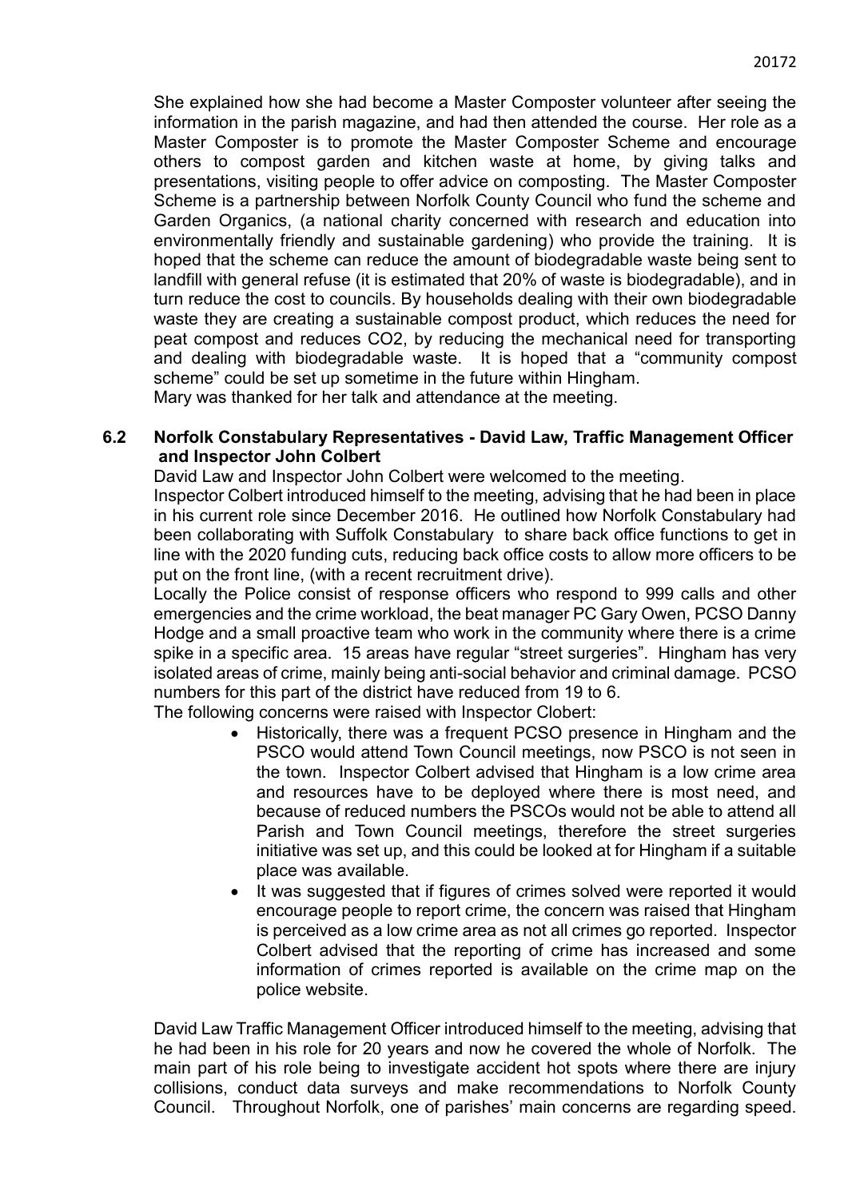She explained how she had become a Master Composter volunteer after seeing the information in the parish magazine, and had then attended the course. Her role as a Master Composter is to promote the Master Composter Scheme and encourage others to compost garden and kitchen waste at home, by giving talks and presentations, visiting people to offer advice on composting. The Master Composter Scheme is a partnership between Norfolk County Council who fund the scheme and Garden Organics, (a national charity concerned with research and education into environmentally friendly and sustainable gardening) who provide the training. It is hoped that the scheme can reduce the amount of biodegradable waste being sent to landfill with general refuse (it is estimated that 20% of waste is biodegradable), and in turn reduce the cost to councils. By households dealing with their own biodegradable waste they are creating a sustainable compost product, which reduces the need for peat compost and reduces $CO_2$, by reducing the mechanical need for transporting and dealing with biodegradable waste. It is hoped that a "community compost scheme" could be set up sometime in the future within Hingham.
Mary was thanked for her talk and attendance at the meeting.

**6.2 Norfolk Constabulary Representatives - David Law, Traffic Management Officer and Inspector John Colbert**

David Law and Inspector John Colbert were welcomed to the meeting.
Inspector Colbert introduced himself to the meeting, advising that he had been in place in his current role since December 2016. He outlined how Norfolk Constabulary had been collaborating with Suffolk Constabulary to share back office functions to get in line with the 2020 funding cuts, reducing back office costs to allow more officers to be put on the front line, (with a recent recruitment drive).
Locally the Police consist of response officers who respond to 999 calls and other emergencies and the crime workload, the beat manager PC Gary Owen, PCSO Danny Hodge and a small proactive team who work in the community where there is a crime spike in a specific area. 15 areas have regular "street surgeries". Hingham has very isolated areas of crime, mainly being anti-social behavior and criminal damage. PCSO numbers for this part of the district have reduced from 19 to 6.
The following concerns were raised with Inspector Clobert:

- Historically, there was a frequent PCSO presence in Hingham and the PSCO would attend Town Council meetings, now PSCO is not seen in the town. Inspector Colbert advised that Hingham is a low crime area and resources have to be deployed where there is most need, and because of reduced numbers the PSCOs would not be able to attend all Parish and Town Council meetings, therefore the street surgeries initiative was set up, and this could be looked at for Hingham if a suitable place was available.
- It was suggested that if figures of crimes solved were reported it would encourage people to report crime, the concern was raised that Hingham is perceived as a low crime area as not all crimes go reported. Inspector Colbert advised that the reporting of crime has increased and some information of crimes reported is available on the crime map on the police website.

David Law Traffic Management Officer introduced himself to the meeting, advising that he had been in his role for 20 years and now he covered the whole of Norfolk. The main part of his role being to investigate accident hot spots where there are injury collisions, conduct data surveys and make recommendations to Norfolk County Council. Throughout Norfolk, one of parishes' main concerns are regarding speed.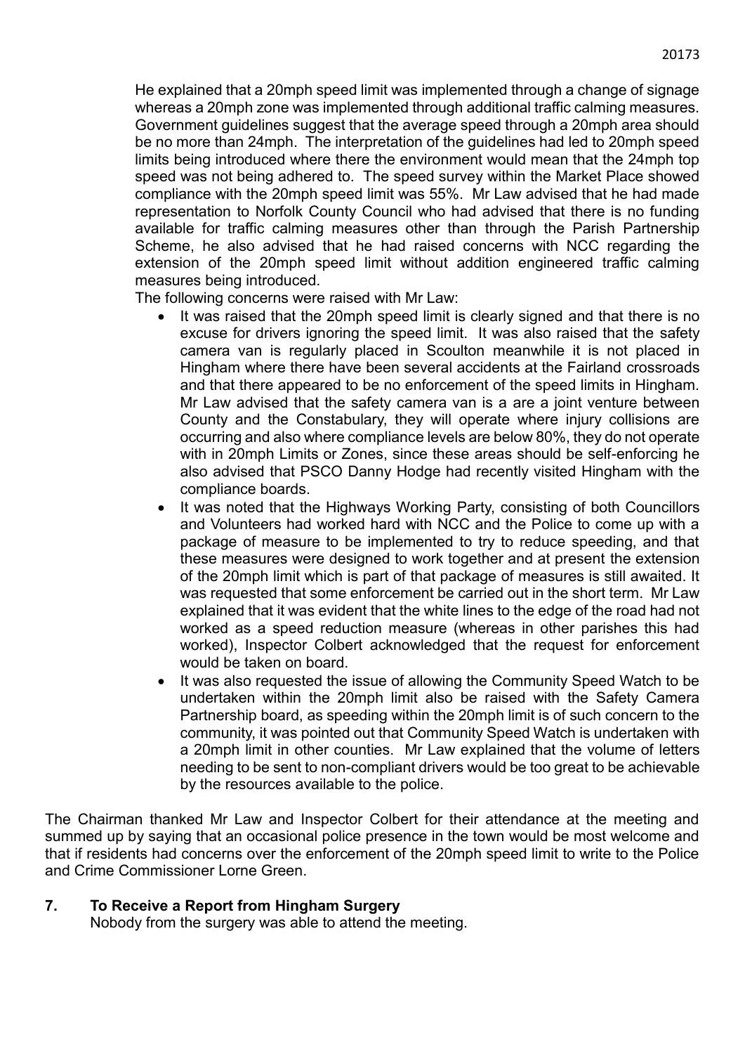He explained that a 20mph speed limit was implemented through a change of signage whereas a 20mph zone was implemented through additional traffic calming measures. Government guidelines suggest that the average speed through a 20mph area should be no more than 24mph. The interpretation of the guidelines had led to 20mph speed limits being introduced where there the environment would mean that the 24mph top speed was not being adhered to. The speed survey within the Market Place showed compliance with the 20mph speed limit was 55%. Mr Law advised that he had made representation to Norfolk County Council who had advised that there is no funding available for traffic calming measures other than through the Parish Partnership Scheme, he also advised that he had raised concerns with NCC regarding the extension of the 20mph speed limit without addition engineered traffic calming measures being introduced.

The following concerns were raised with Mr Law:

- It was raised that the 20mph speed limit is clearly signed and that there is no excuse for drivers ignoring the speed limit. It was also raised that the safety camera van is regularly placed in Scoulton meanwhile it is not placed in Hingham where there have been several accidents at the Fairland crossroads and that there appeared to be no enforcement of the speed limits in Hingham. Mr Law advised that the safety camera van is a are a joint venture between County and the Constabulary, they will operate where injury collisions are occurring and also where compliance levels are below 80%, they do not operate with in 20mph Limits or Zones, since these areas should be self-enforcing he also advised that PSCO Danny Hodge had recently visited Hingham with the compliance boards.
- It was noted that the Highways Working Party, consisting of both Councillors and Volunteers had worked hard with NCC and the Police to come up with a package of measure to be implemented to try to reduce speeding, and that these measures were designed to work together and at present the extension of the 20mph limit which is part of that package of measures is still awaited. It was requested that some enforcement be carried out in the short term. Mr Law explained that it was evident that the white lines to the edge of the road had not worked as a speed reduction measure (whereas in other parishes this had worked), Inspector Colbert acknowledged that the request for enforcement would be taken on board.
- It was also requested the issue of allowing the Community Speed Watch to be undertaken within the 20mph limit also be raised with the Safety Camera Partnership board, as speeding within the 20mph limit is of such concern to the community, it was pointed out that Community Speed Watch is undertaken with a 20mph limit in other counties. Mr Law explained that the volume of letters needing to be sent to non-compliant drivers would be too great to be achievable by the resources available to the police.

The Chairman thanked Mr Law and Inspector Colbert for their attendance at the meeting and summed up by saying that an occasional police presence in the town would be most welcome and that if residents had concerns over the enforcement of the 20mph speed limit to write to the Police and Crime Commissioner Lorne Green.

## 7. To Receive a Report from Hingham Surgery

Nobody from the surgery was able to attend the meeting.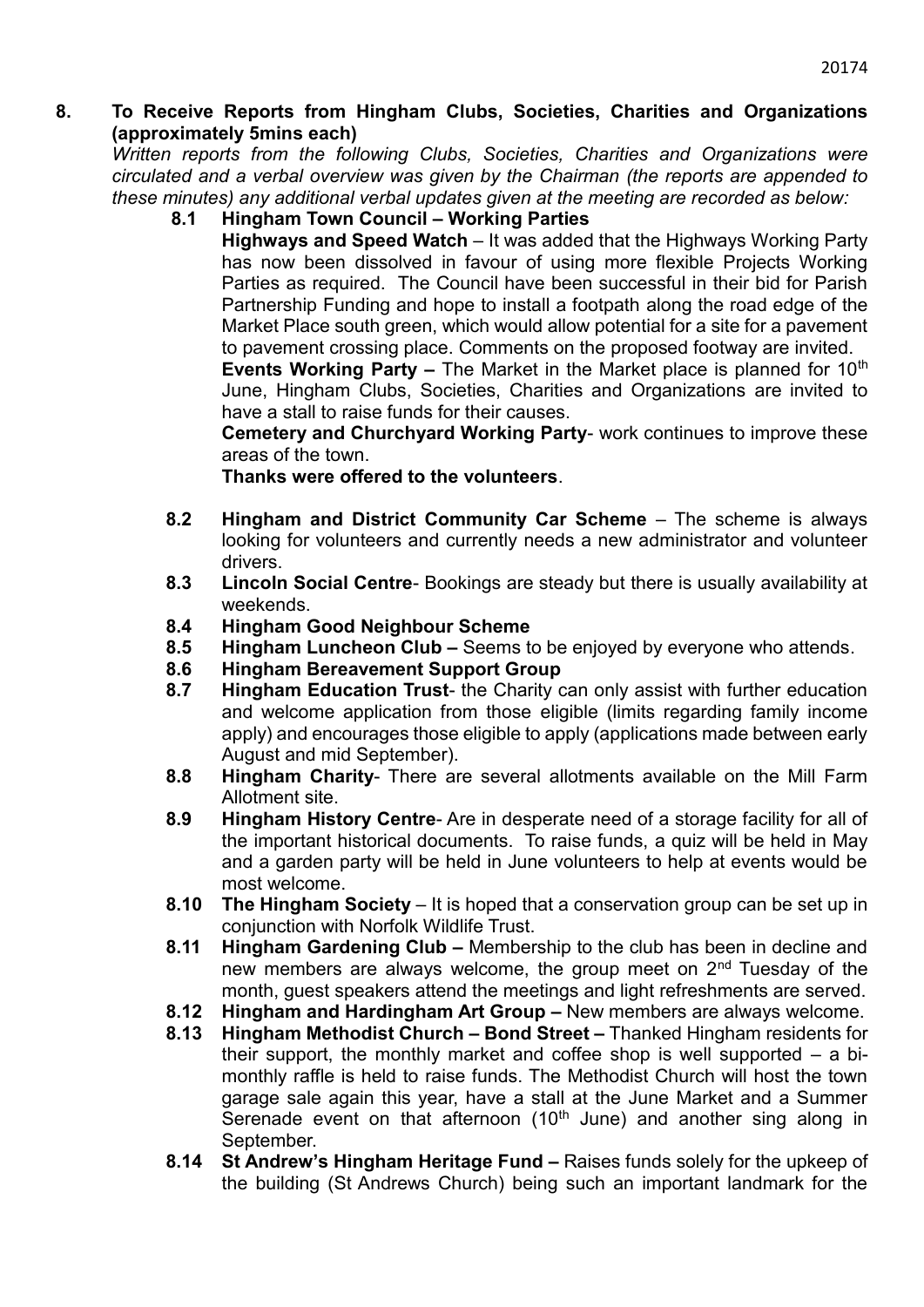**8. To Receive Reports from Hingham Clubs, Societies, Charities and Organizations (approximately 5mins each)**

*Written reports from the following Clubs, Societies, Charities and Organizations were circulated and a verbal overview was given by the Chairman (the reports are appended to these minutes) any additional verbal updates given at the meeting are recorded as below:*

**8.1 Hingham Town Council – Working Parties**

**Highways and Speed Watch** – It was added that the Highways Working Party has now been dissolved in favour of using more flexible Projects Working Parties as required. The Council have been successful in their bid for Parish Partnership Funding and hope to install a footpath along the road edge of the Market Place south green, which would allow potential for a site for a pavement to pavement crossing place. Comments on the proposed footway are invited.

**Events Working Party –** The Market in the Market place is planned for 10th June, Hingham Clubs, Societies, Charities and Organizations are invited to have a stall to raise funds for their causes.

**Cemetery and Churchyard Working Party**- work continues to improve these areas of the town.

**Thanks were offered to the volunteers**.

**8.2 Hingham and District Community Car Scheme** – The scheme is always looking for volunteers and currently needs a new administrator and volunteer drivers.

**8.3 Lincoln Social Centre**- Bookings are steady but there is usually availability at weekends.

**8.4 Hingham Good Neighbour Scheme**

**8.5 Hingham Luncheon Club –** Seems to be enjoyed by everyone who attends.

**8.6 Hingham Bereavement Support Group**

**8.7 Hingham Education Trust**- the Charity can only assist with further education and welcome application from those eligible (limits regarding family income apply) and encourages those eligible to apply (applications made between early August and mid September).

**8.8 Hingham Charity**- There are several allotments available on the Mill Farm Allotment site.

**8.9 Hingham History Centre**- Are in desperate need of a storage facility for all of the important historical documents. To raise funds, a quiz will be held in May and a garden party will be held in June volunteers to help at events would be most welcome.

**8.10 The Hingham Society** – It is hoped that a conservation group can be set up in conjunction with Norfolk Wildlife Trust.

**8.11 Hingham Gardening Club –** Membership to the club has been in decline and new members are always welcome, the group meet on 2nd Tuesday of the month, guest speakers attend the meetings and light refreshments are served.

**8.12 Hingham and Hardingham Art Group –** New members are always welcome.

**8.13 Hingham Methodist Church – Bond Street –** Thanked Hingham residents for their support, the monthly market and coffee shop is well supported – a bi-monthly raffle is held to raise funds. The Methodist Church will host the town garage sale again this year, have a stall at the June Market and a Summer Serenade event on that afternoon (10th June) and another sing along in September.

**8.14 St Andrew's Hingham Heritage Fund –** Raises funds solely for the upkeep of the building (St Andrews Church) being such an important landmark for the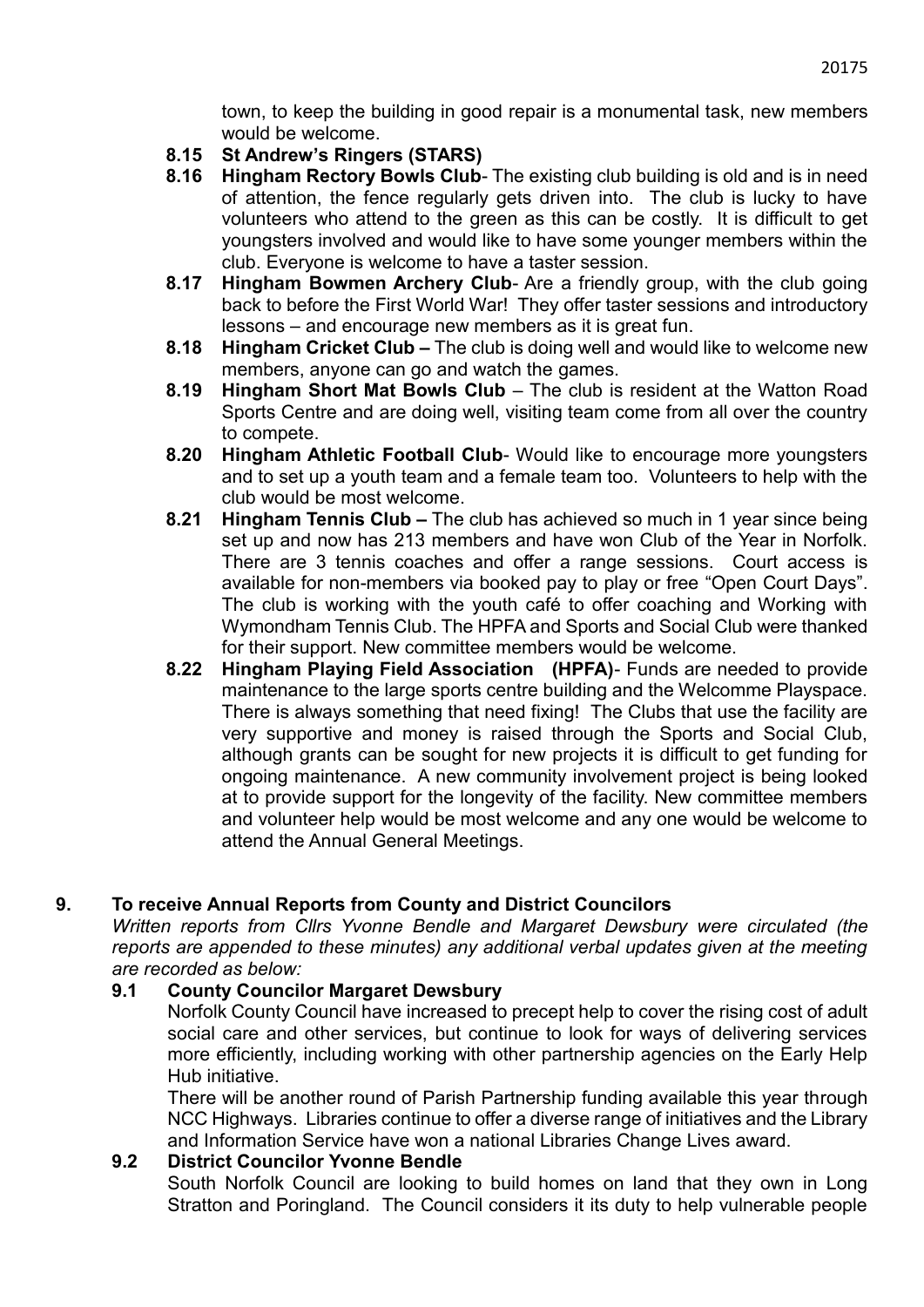town, to keep the building in good repair is a monumental task, new members would be welcome.

**8.15 St Andrew's Ringers (STARS)**

**8.16 Hingham Rectory Bowls Club**- The existing club building is old and is in need of attention, the fence regularly gets driven into. The club is lucky to have volunteers who attend to the green as this can be costly. It is difficult to get youngsters involved and would like to have some younger members within the club. Everyone is welcome to have a taster session.

**8.17 Hingham Bowmen Archery Club**- Are a friendly group, with the club going back to before the First World War! They offer taster sessions and introductory lessons – and encourage new members as it is great fun.

**8.18 Hingham Cricket Club –** The club is doing well and would like to welcome new members, anyone can go and watch the games.

**8.19 Hingham Short Mat Bowls Club** – The club is resident at the Watton Road Sports Centre and are doing well, visiting team come from all over the country to compete.

**8.20 Hingham Athletic Football Club**- Would like to encourage more youngsters and to set up a youth team and a female team too. Volunteers to help with the club would be most welcome.

**8.21 Hingham Tennis Club –** The club has achieved so much in 1 year since being set up and now has 213 members and have won Club of the Year in Norfolk. There are 3 tennis coaches and offer a range sessions. Court access is available for non-members via booked pay to play or free "Open Court Days". The club is working with the youth café to offer coaching and Working with Wymondham Tennis Club. The HPFA and Sports and Social Club were thanked for their support. New committee members would be welcome.

**8.22 Hingham Playing Field Association (HPFA)**- Funds are needed to provide maintenance to the large sports centre building and the Welcomme Playspace. There is always something that need fixing! The Clubs that use the facility are very supportive and money is raised through the Sports and Social Club, although grants can be sought for new projects it is difficult to get funding for ongoing maintenance. A new community involvement project is being looked at to provide support for the longevity of the facility. New committee members and volunteer help would be most welcome and any one would be welcome to attend the Annual General Meetings.

## 9. To receive Annual Reports from County and District Councilors

*Written reports from Cllrs Yvonne Bendle and Margaret Dewsbury were circulated (the reports are appended to these minutes) any additional verbal updates given at the meeting are recorded as below:*

**9.1 County Councilor Margaret Dewsbury**

Norfolk County Council have increased to precept help to cover the rising cost of adult social care and other services, but continue to look for ways of delivering services more efficiently, including working with other partnership agencies on the Early Help Hub initiative.

There will be another round of Parish Partnership funding available this year through NCC Highways. Libraries continue to offer a diverse range of initiatives and the Library and Information Service have won a national Libraries Change Lives award.

**9.2 District Councilor Yvonne Bendle**

South Norfolk Council are looking to build homes on land that they own in Long Stratton and Poringland. The Council considers it its duty to help vulnerable people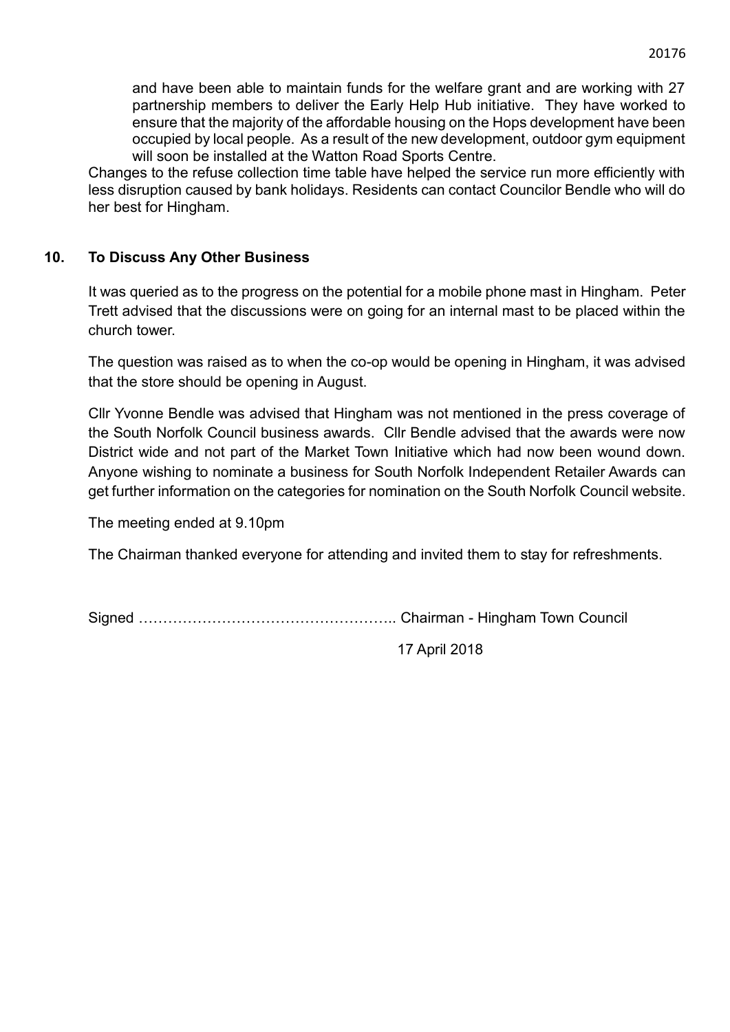and have been able to maintain funds for the welfare grant and are working with 27 partnership members to deliver the Early Help Hub initiative. They have worked to ensure that the majority of the affordable housing on the Hops development have been occupied by local people. As a result of the new development, outdoor gym equipment will soon be installed at the Watton Road Sports Centre.

Changes to the refuse collection time table have helped the service run more efficiently with less disruption caused by bank holidays. Residents can contact Councilor Bendle who will do her best for Hingham.

## 10. To Discuss Any Other Business

It was queried as to the progress on the potential for a mobile phone mast in Hingham. Peter Trett advised that the discussions were on going for an internal mast to be placed within the church tower.

The question was raised as to when the co-op would be opening in Hingham, it was advised that the store should be opening in August.

Cllr Yvonne Bendle was advised that Hingham was not mentioned in the press coverage of the South Norfolk Council business awards. Cllr Bendle advised that the awards were now District wide and not part of the Market Town Initiative which had now been wound down. Anyone wishing to nominate a business for South Norfolk Independent Retailer Awards can get further information on the categories for nomination on the South Norfolk Council website.

The meeting ended at 9.10pm

The Chairman thanked everyone for attending and invited them to stay for refreshments.

Signed …………………………………………….. Chairman - Hingham Town Council

17 April 2018